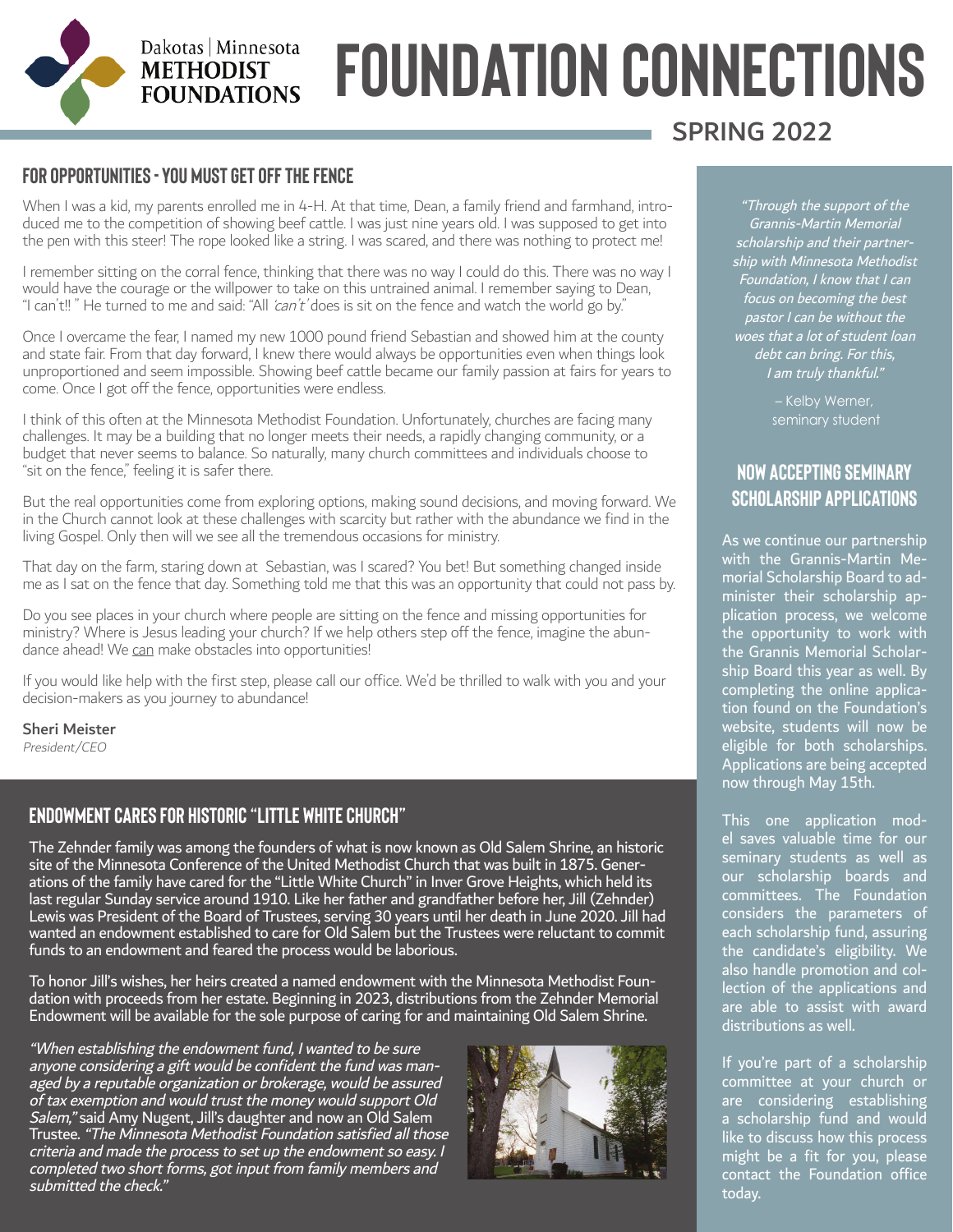Dakotas | Minnesota
**METHODIST FOUNDATIONS**

# FOUNDATION CONNECTIONS

**SPRING 2022**

## FOR OPPORTUNITIES - YOU MUST GET OFF THE FENCE

When I was a kid, my parents enrolled me in 4-H. At that time, Dean, a family friend and farmhand, introduced me to the competition of showing beef cattle. I was just nine years old. I was supposed to get into the pen with this steer! The rope looked like a string. I was scared, and there was nothing to protect me!

I remember sitting on the corral fence, thinking that there was no way I could do this. There was no way I would have the courage or the willpower to take on this untrained animal. I remember saying to Dean, "I can't!! " He turned to me and said: "All *'can't'* does is sit on the fence and watch the world go by."

Once I overcame the fear, I named my new 1000 pound friend Sebastian and showed him at the county and state fair. From that day forward, I knew there would always be opportunities even when things look unproportioned and seem impossible. Showing beef cattle became our family passion at fairs for years to come. Once I got off the fence, opportunities were endless.

I think of this often at the Minnesota Methodist Foundation. Unfortunately, churches are facing many challenges. It may be a building that no longer meets their needs, a rapidly changing community, or a budget that never seems to balance. So naturally, many church committees and individuals choose to "sit on the fence," feeling it is safer there.

But the real opportunities come from exploring options, making sound decisions, and moving forward. We in the Church cannot look at these challenges with scarcity but rather with the abundance we find in the living Gospel. Only then will we see all the tremendous occasions for ministry.

That day on the farm, staring down at Sebastian, was I scared? You bet! But something changed inside me as I sat on the fence that day. Something told me that this was an opportunity that could not pass by.

Do you see places in your church where people are sitting on the fence and missing opportunities for ministry? Where is Jesus leading your church? If we help others step off the fence, imagine the abundance ahead! We can make obstacles into opportunities!

If you would like help with the first step, please call our office. We'd be thrilled to walk with you and your decision-makers as you journey to abundance!

**Sheri Meister**
*President/CEO*

*"Through the support of the Grannis-Martin Memorial scholarship and their partnership with Minnesota Methodist Foundation, I know that I can focus on becoming the best pastor I can be without the woes that a lot of student loan debt can bring. For this, I am truly thankful."*

– Kelby Werner, seminary student

## NOW ACCEPTING SEMINARY SCHOLARSHIP APPLICATIONS

As we continue our partnership with the Grannis-Martin Memorial Scholarship Board to administer their scholarship application process, we welcome the opportunity to work with the Grannis Memorial Scholarship Board this year as well. By completing the online application found on the Foundation's website, students will now be eligible for both scholarships. Applications are being accepted now through May 15th.

This one application model saves valuable time for our seminary students as well as our scholarship boards and committees. The Foundation considers the parameters of each scholarship fund, assuring the candidate's eligibility. We also handle promotion and collection of the applications and are able to assist with award distributions as well.

If you're part of a scholarship committee at your church or are considering establishing a scholarship fund and would like to discuss how this process might be a fit for you, please contact the Foundation office today.

## ENDOWMENT CARES FOR HISTORIC "LITTLE WHITE CHURCH"

The Zehnder family was among the founders of what is now known as Old Salem Shrine, an historic site of the Minnesota Conference of the United Methodist Church that was built in 1875. Generations of the family have cared for the "Little White Church" in Inver Grove Heights, which held its last regular Sunday service around 1910. Like her father and grandfather before her, Jill (Zehnder) Lewis was President of the Board of Trustees, serving 30 years until her death in June 2020. Jill had wanted an endowment established to care for Old Salem but the Trustees were reluctant to commit funds to an endowment and feared the process would be laborious.

To honor Jill's wishes, her heirs created a named endowment with the Minnesota Methodist Foundation with proceeds from her estate. Beginning in 2023, distributions from the Zehnder Memorial Endowment will be available for the sole purpose of caring for and maintaining Old Salem Shrine.

*"When establishing the endowment fund, I wanted to be sure anyone considering a gift would be confident the fund was managed by a reputable organization or brokerage, would be assured of tax exemption and would trust the money would support Old Salem,"* said Amy Nugent, Jill's daughter and now an Old Salem Trustee. *"The Minnesota Methodist Foundation satisfied all those criteria and made the process to set up the endowment so easy. I completed two short forms, got input from family members and submitted the check."*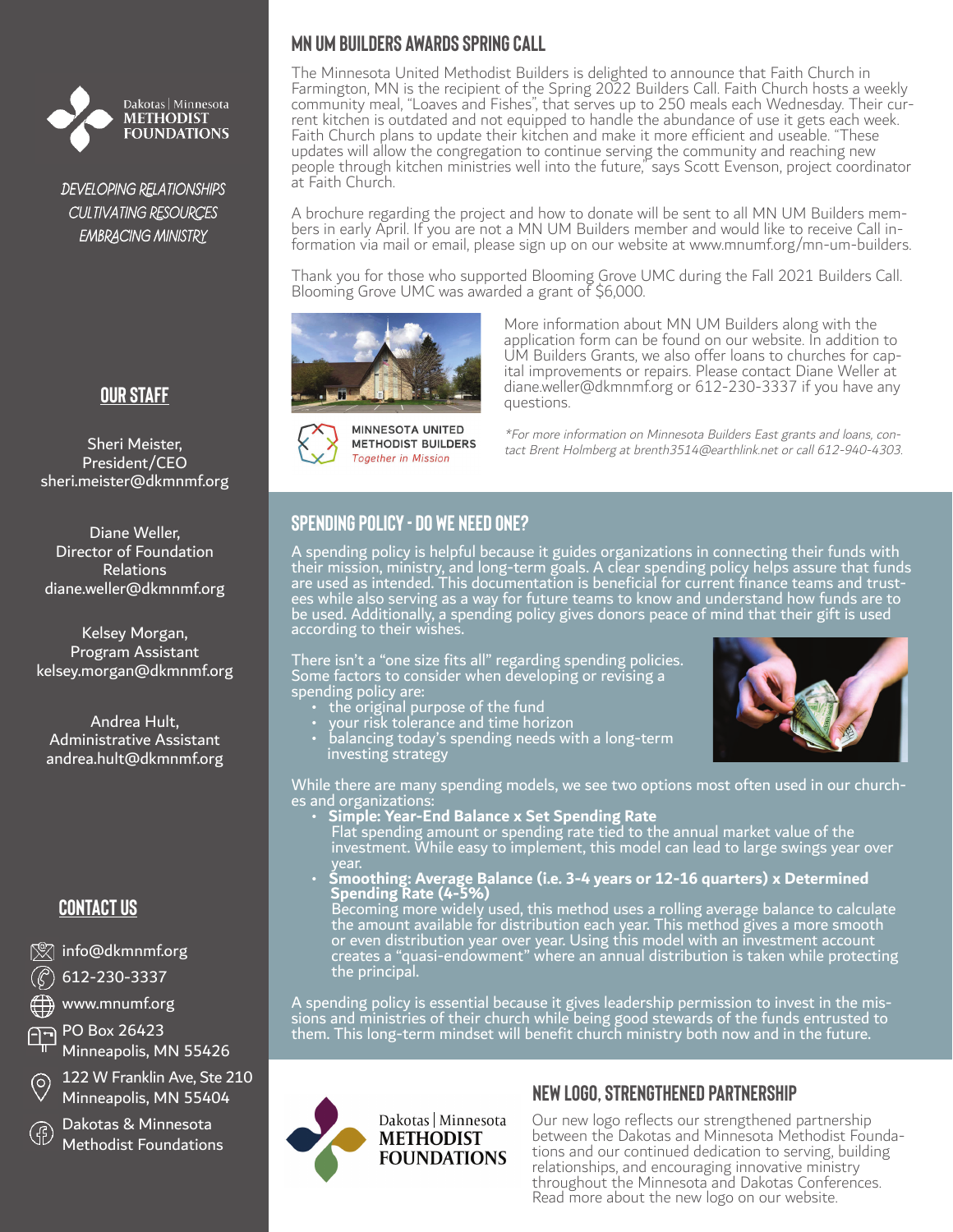Dakotas | Minnesota METHODIST FOUNDATIONS

*DEVELOPING RELATIONSHIPS*
*CULTIVATING RESOURCES*
*EMBRACING MINISTRY*

## OUR STAFF

Sheri Meister,
President/CEO
sheri.meister@dkmnmf.org

Diane Weller,
Director of Foundation Relations
diane.weller@dkmnmf.org

Kelsey Morgan,
Program Assistant
kelsey.morgan@dkmnmf.org

Andrea Hult,
Administrative Assistant
andrea.hult@dkmnmf.org

## CONTACT US

info@dkmnmf.org
612-230-3337
www.mnumf.org
PO Box 26423
Minneapolis, MN 55426
122 W Franklin Ave, Ste 210
Minneapolis, MN 55404
Dakotas & Minnesota Methodist Foundations

## MN UM BUILDERS AWARDS SPRING CALL

The Minnesota United Methodist Builders is delighted to announce that Faith Church in Farmington, MN is the recipient of the Spring 2022 Builders Call. Faith Church hosts a weekly community meal, "Loaves and Fishes", that serves up to 250 meals each Wednesday. Their current kitchen is outdated and not equipped to handle the abundance of use it gets each week. Faith Church plans to update their kitchen and make it more efficient and useable. "These updates will allow the congregation to continue serving the community and reaching new people through kitchen ministries well into the future," says Scott Evenson, project coordinator at Faith Church.

A brochure regarding the project and how to donate will be sent to all MN UM Builders members in early April. If you are not a MN UM Builders member and would like to receive Call information via mail or email, please sign up on our website at www.mnumf.org/mn-um-builders.

Thank you for those who supported Blooming Grove UMC during the Fall 2021 Builders Call. Blooming Grove UMC was awarded a grant of $6,000.

MINNESOTA UNITED METHODIST BUILDERS
*Together in Mission*

More information about MN UM Builders along with the application form can be found on our website. In addition to UM Builders Grants, we also offer loans to churches for capital improvements or repairs. Please contact Diane Weller at diane.weller@dkmnmf.org or 612-230-3337 if you have any questions.

**For more information on Minnesota Builders East grants and loans, contact Brent Holmberg at brenth3514@earthlink.net or call 612-940-4303.*

## SPENDING POLICY - DO WE NEED ONE?

A spending policy is helpful because it guides organizations in connecting their funds with their mission, ministry, and long-term goals. A clear spending policy helps assure that funds are used as intended. This documentation is beneficial for current finance teams and trustees while also serving as a way for future teams to know and understand how funds are to be used. Additionally, a spending policy gives donors peace of mind that their gift is used according to their wishes.

There isn't a "one size fits all" regarding spending policies. Some factors to consider when developing or revising a spending policy are:

- the original purpose of the fund
- your risk tolerance and time horizon
- balancing today's spending needs with a long-term investing strategy

While there are many spending models, we see two options most often used in our churches and organizations:

- **Simple: Year-End Balance x Set Spending Rate**
  Flat spending amount or spending rate tied to the annual market value of the investment. While easy to implement, this model can lead to large swings year over year.
- **Smoothing: Average Balance (i.e. 3-4 years or 12-16 quarters) x Determined Spending Rate (4-5%)**
  Becoming more widely used, this method uses a rolling average balance to calculate the amount available for distribution each year. This method gives a more smooth or even distribution year over year. Using this model with an investment account creates a "quasi-endowment" where an annual distribution is taken while protecting the principal.

A spending policy is essential because it gives leadership permission to invest in the missions and ministries of their church while being good stewards of the funds entrusted to them. This long-term mindset will benefit church ministry both now and in the future.

## NEW LOGO, STRENGTHENED PARTNERSHIP

Dakotas | Minnesota METHODIST FOUNDATIONS

Our new logo reflects our strengthened partnership between the Dakotas and Minnesota Methodist Foundations and our continued dedication to serving, building relationships, and encouraging innovative ministry throughout the Minnesota and Dakotas Conferences. Read more about the new logo on our website.